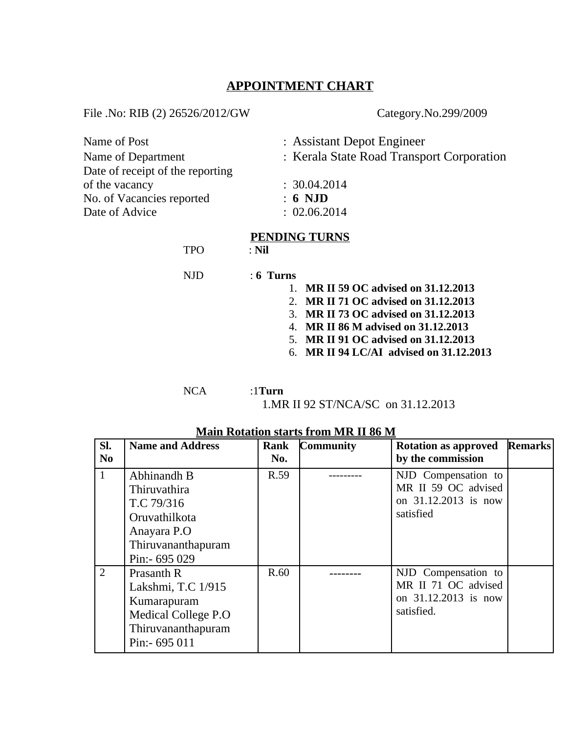# APPOINTMENT CHART

File .No: RIB (2) 26526/2012/GW Category.No.299/2009

Name of Post : Assistant Depot Engineer
Name of Department : Kerala State Road Transport Corporation
Date of receipt of the reporting of the vacancy : 30.04.2014
No. of Vacancies reported : **6 NJD**
Date of Advice : 02.06.2014

## PENDING TURNS

TPO : **Nil**

NJD : **6 Turns**

1. **MR II 59 OC advised on 31.12.2013**
2. **MR II 71 OC advised on 31.12.2013**
3. **MR II 73 OC advised on 31.12.2013**
4. **MR II 86 M advised on 31.12.2013**
5. **MR II 91 OC advised on 31.12.2013**
6. **MR II 94 LC/AI advised on 31.12.2013**

NCA :1**Turn**

1.MR II 92 ST/NCA/SC on 31.12.2013

**Main Rotation starts from MR II 86 M**

| Sl. No | Name and Address | Rank No. | Community | Rotation as approved by the commission | Remarks |
|---|---|---|---|---|---|
| 1 | Abhinandh B<br>Thiruvathira<br>T.C 79/316<br>Oruvathilkota<br>Anayara P.O<br>Thiruvananthapuram<br>Pin:- 695 029 | R.59 | --------- | NJD Compensation to MR II 59 OC advised on 31.12.2013 is now satisfied | |
| 2 | Prasanth R<br>Lakshmi, T.C 1/915<br>Kumarapuram<br>Medical College P.O<br>Thiruvananthapuram<br>Pin:- 695 011 | R.60 | -------- | NJD Compensation to MR II 71 OC advised on 31.12.2013 is now satisfied. | |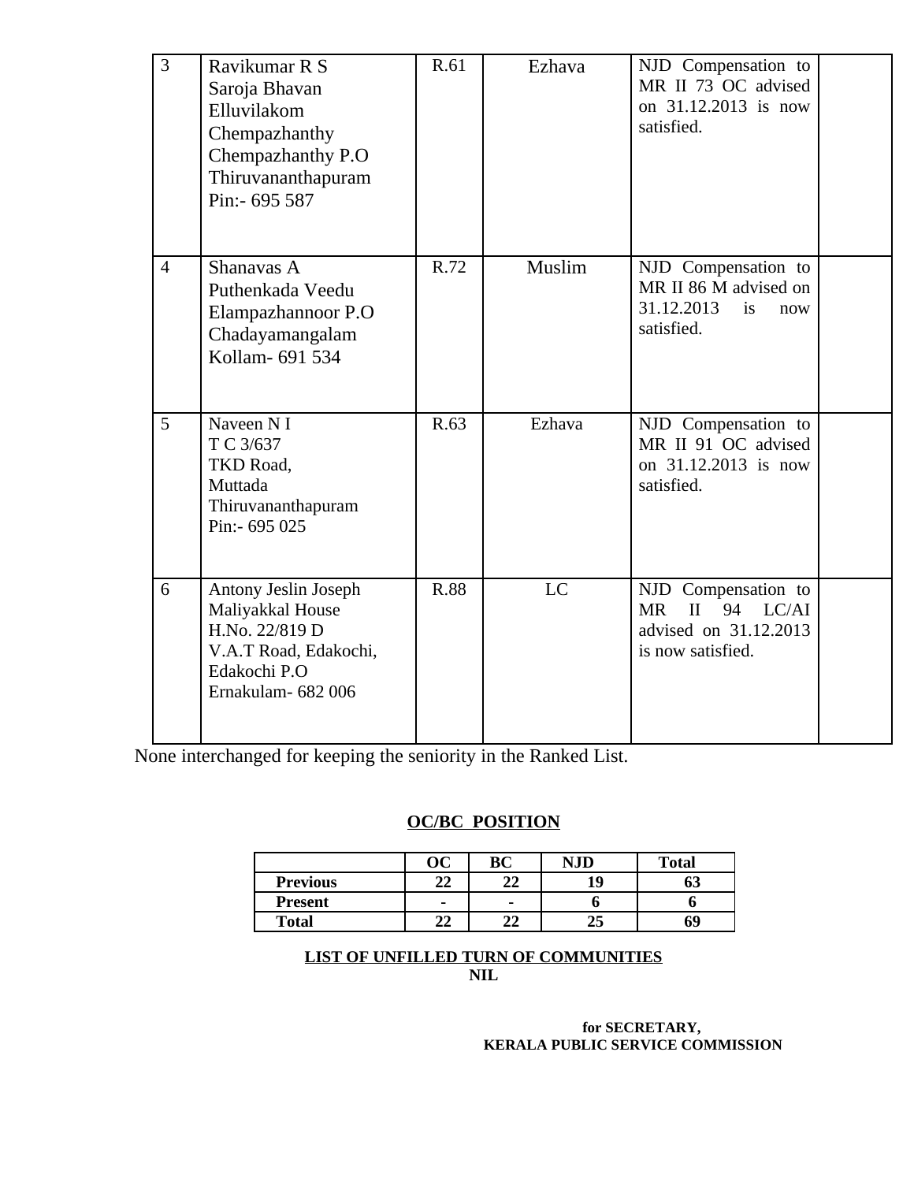| | | | | | |
|---|---|---|---|---|---|
| 3 | Ravikumar R S<br>Saroja Bhavan<br>Elluvilakom<br>Chempazhanthy<br>Chempazhanthy P.O<br>Thiruvananthapuram<br>Pin:- 695 587 | R.61 | Ezhava | NJD Compensation to MR II 73 OC advised on 31.12.2013 is now satisfied. | |
| 4 | Shanavas A<br>Puthenkada Veedu<br>Elampazhannoor P.O<br>Chadayamangalam<br>Kollam- 691 534 | R.72 | Muslim | NJD Compensation to MR II 86 M advised on 31.12.2013 is now satisfied. | |
| 5 | Naveen N I<br>T C 3/637<br>TKD Road,<br>Muttada<br>Thiruvananthapuram<br>Pin:- 695 025 | R.63 | Ezhava | NJD Compensation to MR II 91 OC advised on 31.12.2013 is now satisfied. | |
| 6 | Antony Jeslin Joseph<br>Maliyakkal House<br>H.No. 22/819 D<br>V.A.T Road, Edakochi,<br>Edakochi P.O<br>Ernakulam- 682 006 | R.88 | LC | NJD Compensation to MR II 94 LC/AI advised on 31.12.2013 is now satisfied. | |

None interchanged for keeping the seniority in the Ranked List.

**OC/BC POSITION**

| | OC | BC | NJD | Total |
|---|---|---|---|---|
| **Previous** | 22 | 22 | 19 | 63 |
| **Present** | - | - | 6 | 6 |
| **Total** | 22 | 22 | 25 | 69 |

**LIST OF UNFILLED TURN OF COMMUNITIES**

**NIL**

**for SECRETARY,**
**KERALA PUBLIC SERVICE COMMISSION**